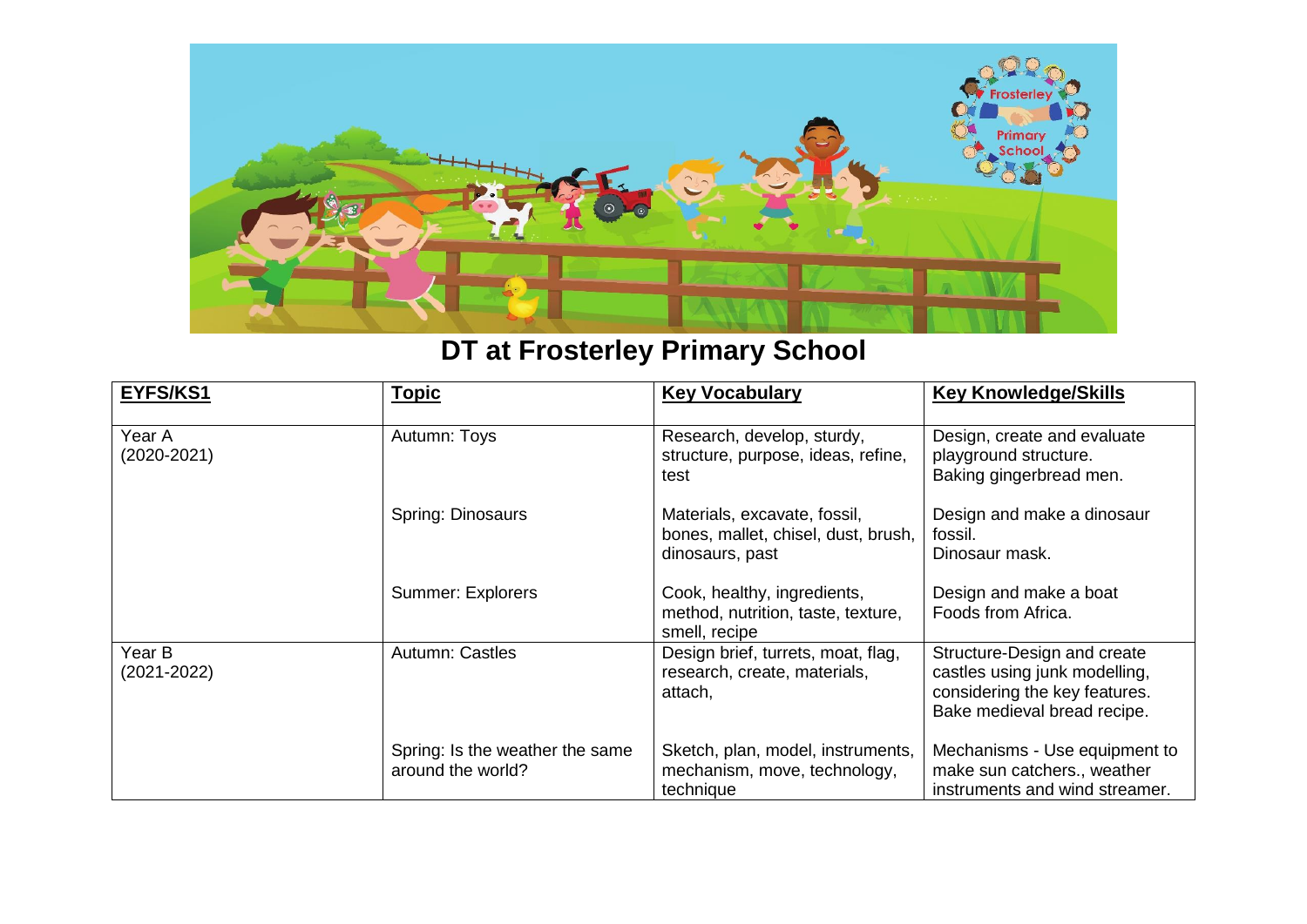# DT at Frosterley Primary School

| EYFS/KS1 | Topic | Key Vocabulary | Key Knowledge/Skills |
|---|---|---|---|
| Year A (2020-2021) | Autumn: Toys | Research, develop, sturdy, structure, purpose, ideas, refine, test | Design, create and evaluate playground structure. Baking gingerbread men. |
| | Spring: Dinosaurs | Materials, excavate, fossil, bones, mallet, chisel, dust, brush, dinosaurs, past | Design and make a dinosaur fossil. Dinosaur mask. |
| | Summer: Explorers | Cook, healthy, ingredients, method, nutrition, taste, texture, smell, recipe | Design and make a boat Foods from Africa. |
| Year B (2021-2022) | Autumn: Castles | Design brief, turrets, moat, flag, research, create, materials, attach, | Structure-Design and create castles using junk modelling, considering the key features. Bake medieval bread recipe. |
| | Spring: Is the weather the same around the world? | Sketch, plan, model, instruments, mechanism, move, technology, technique | Mechanisms - Use equipment to make sun catchers., weather instruments and wind streamer. |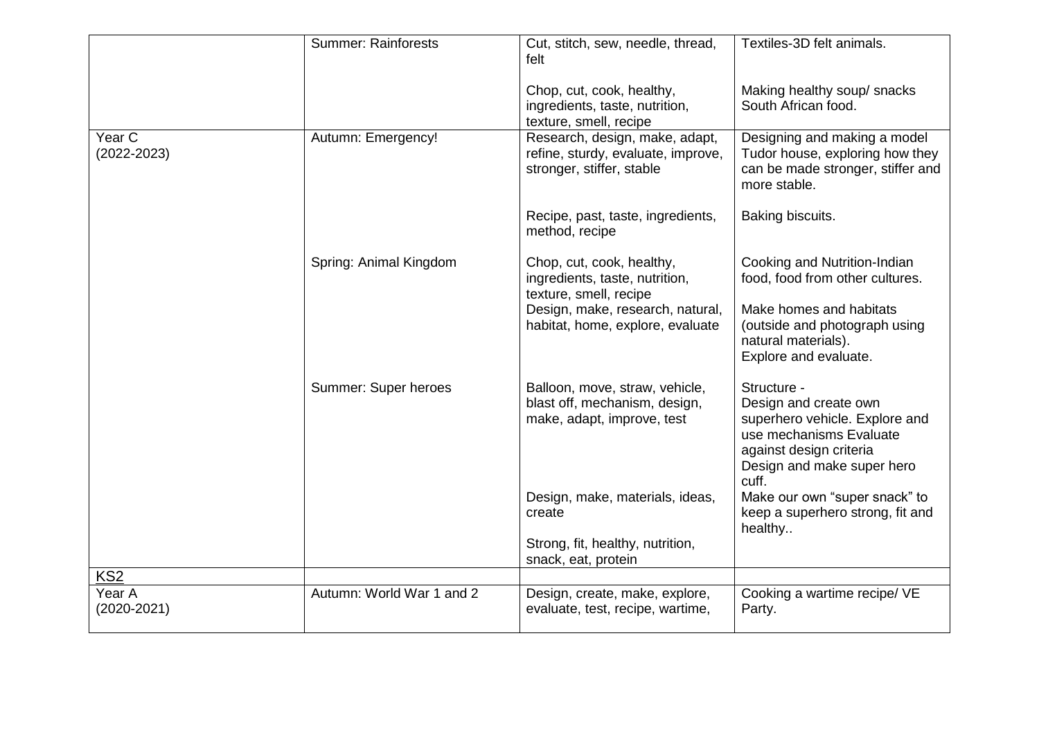|  |  |  |  |
|---|---|---|---|
|  | Summer: Rainforests | Cut, stitch, sew, needle, thread, felt<br><br>Chop, cut, cook, healthy, ingredients, taste, nutrition, texture, smell, recipe | Textiles-3D felt animals.<br><br>Making healthy soup/ snacks South African food. |
| Year C (2022-2023) | Autumn: Emergency! | Research, design, make, adapt, refine, sturdy, evaluate, improve, stronger, stiffer, stable<br><br>Recipe, past, taste, ingredients, method, recipe | Designing and making a model Tudor house, exploring how they can be made stronger, stiffer and more stable.<br><br>Baking biscuits. |
|  | Spring: Animal Kingdom | Chop, cut, cook, healthy, ingredients, taste, nutrition, texture, smell, recipe<br>Design, make, research, natural, habitat, home, explore, evaluate | Cooking and Nutrition-Indian food, food from other cultures.<br><br>Make homes and habitats (outside and photograph using natural materials).<br>Explore and evaluate. |
|  | Summer: Super heroes | Balloon, move, straw, vehicle, blast off, mechanism, design, make, adapt, improve, test<br><br>Design, make, materials, ideas, create<br><br>Strong, fit, healthy, nutrition, snack, eat, protein | Structure -<br>Design and create own superhero vehicle. Explore and use mechanisms Evaluate against design criteria<br>Design and make super hero cuff.<br>Make our own "super snack" to keep a superhero strong, fit and healthy.. |
| KS2 |  |  |  |
| Year A (2020-2021) | Autumn: World War 1 and 2 | Design, create, make, explore, evaluate, test, recipe, wartime, | Cooking a wartime recipe/ VE Party. |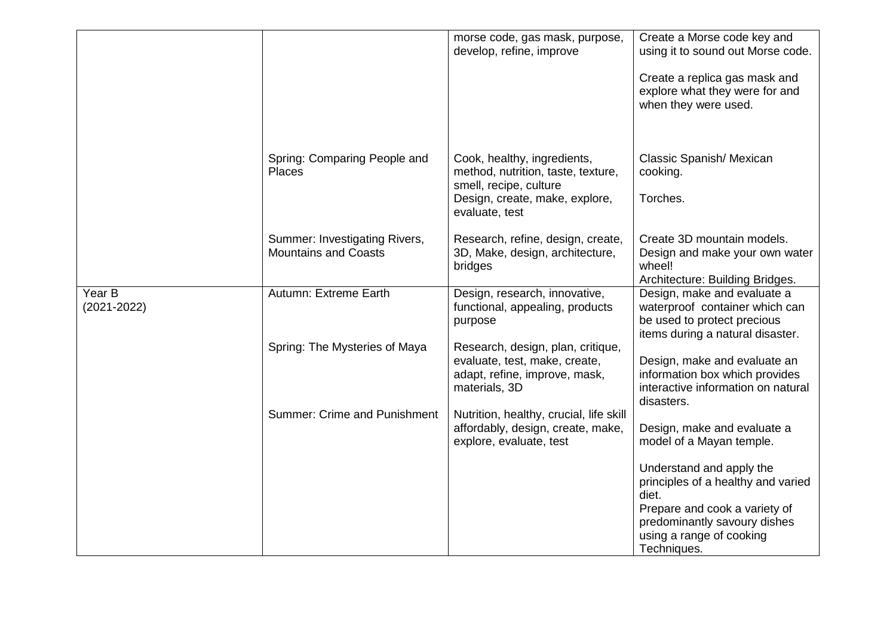| | | | |
|---|---|---|---|
| | | morse code, gas mask, purpose, develop, refine, improve | Create a Morse code key and using it to sound out Morse code.<br><br>Create a replica gas mask and explore what they were for and when they were used. |
| | Spring: Comparing People and Places | Cook, healthy, ingredients, method, nutrition, taste, texture, smell, recipe, culture<br>Design, create, make, explore, evaluate, test | Classic Spanish/ Mexican cooking.<br><br>Torches. |
| | Summer: Investigating Rivers, Mountains and Coasts | Research, refine, design, create, 3D, Make, design, architecture, bridges | Create 3D mountain models.<br>Design and make your own water wheel!<br>Architecture: Building Bridges. |
| Year B (2021-2022) | Autumn: Extreme Earth<br><br>Spring: The Mysteries of Maya<br><br>Summer: Crime and Punishment | Design, research, innovative, functional, appealing, products purpose<br><br>Research, design, plan, critique, evaluate, test, make, create, adapt, refine, improve, mask, materials, 3D<br><br>Nutrition, healthy, crucial, life skill affordably, design, create, make, explore, evaluate, test | Design, make and evaluate a waterproof container which can be used to protect precious items during a natural disaster.<br><br>Design, make and evaluate an information box which provides interactive information on natural disasters.<br><br>Design, make and evaluate a model of a Mayan temple.<br><br>Understand and apply the principles of a healthy and varied diet.<br>Prepare and cook a variety of predominantly savoury dishes using a range of cooking Techniques. |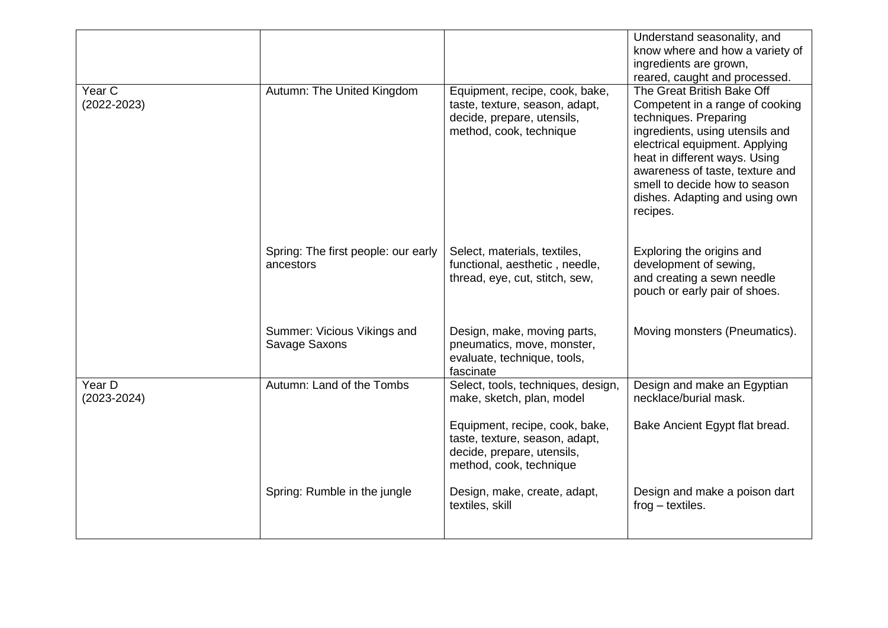| | | | |
|---|---|---|---|
| | | | Understand seasonality, and know where and how a variety of ingredients are grown, reared, caught and processed. |
| Year C (2022-2023) | Autumn: The United Kingdom | Equipment, recipe, cook, bake, taste, texture, season, adapt, decide, prepare, utensils, method, cook, technique | The Great British Bake Off Competent in a range of cooking techniques. Preparing ingredients, using utensils and electrical equipment. Applying heat in different ways. Using awareness of taste, texture and smell to decide how to season dishes. Adapting and using own recipes. |
| | Spring: The first people: our early ancestors | Select, materials, textiles, functional, aesthetic , needle, thread, eye, cut, stitch, sew, | Exploring the origins and development of sewing, and creating a sewn needle pouch or early pair of shoes. |
| | Summer: Vicious Vikings and Savage Saxons | Design, make, moving parts, pneumatics, move, monster, evaluate, technique, tools, fascinate | Moving monsters (Pneumatics). |
| Year D (2023-2024) | Autumn: Land of the Tombs | Select, tools, techniques, design, make, sketch, plan, model<br><br>Equipment, recipe, cook, bake, taste, texture, season, adapt, decide, prepare, utensils, method, cook, technique | Design and make an Egyptian necklace/burial mask.<br><br>Bake Ancient Egypt flat bread. |
| | Spring: Rumble in the jungle | Design, make, create, adapt, textiles, skill | Design and make a poison dart frog – textiles. |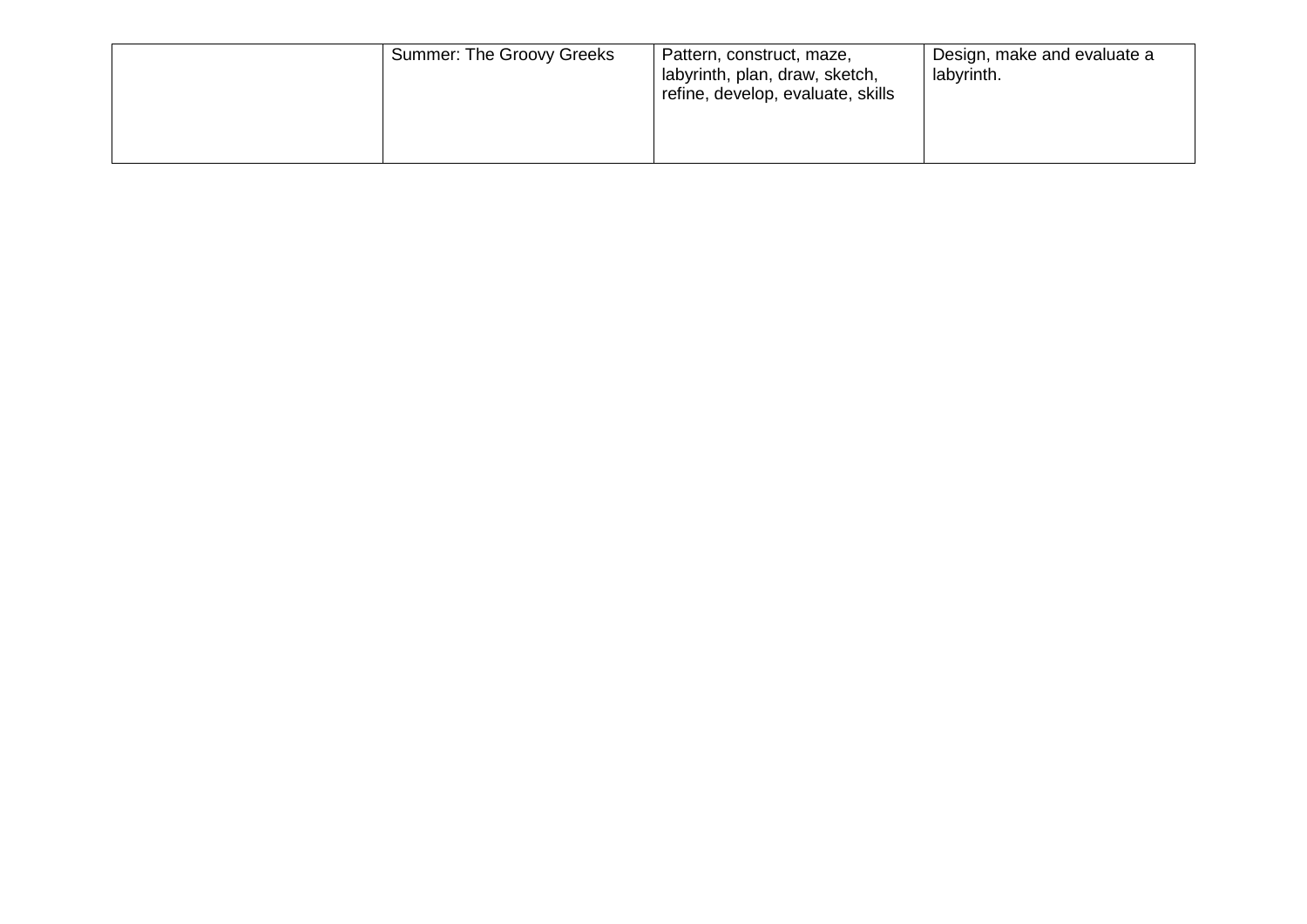| | | | |
|---|---|---|---|
| | Summer: The Groovy Greeks | Pattern, construct, maze, labyrinth, plan, draw, sketch, refine, develop, evaluate, skills | Design, make and evaluate a labyrinth. |